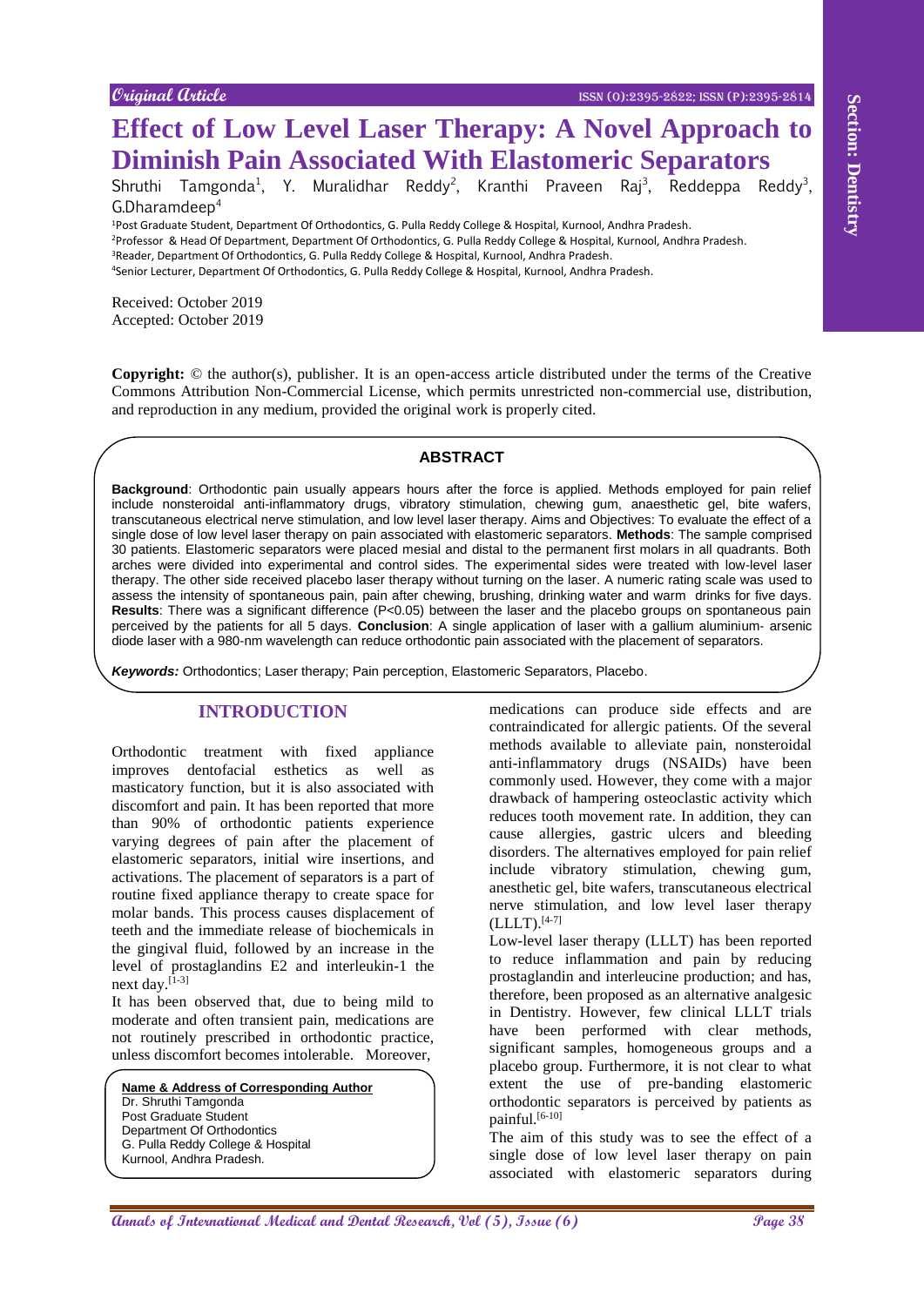Original Article

# Effect of Low Level Laser Therapy: A Novel Approach to Diminish Pain Associated With Elastomeric Separators

Shruthi Tamgonda[1], Y. Muralidhar Reddy[2], Kranthi Praveen Raj[3], Reddeppa Reddy[3], G.Dharamdeep[4]

[1]Post Graduate Student, Department Of Orthodontics, G. Pulla Reddy College & Hospital, Kurnool, Andhra Pradesh.
[2]Professor & Head Of Department, Department Of Orthodontics, G. Pulla Reddy College & Hospital, Kurnool, Andhra Pradesh.
[3]Reader, Department Of Orthodontics, G. Pulla Reddy College & Hospital, Kurnool, Andhra Pradesh.
[4]Senior Lecturer, Department Of Orthodontics, G. Pulla Reddy College & Hospital, Kurnool, Andhra Pradesh.

Received: October 2019
Accepted: October 2019

**Copyright:** © the author(s), publisher. It is an open-access article distributed under the terms of the Creative Commons Attribution Non-Commercial License, which permits unrestricted non-commercial use, distribution, and reproduction in any medium, provided the original work is properly cited.

## ABSTRACT

**Background**: Orthodontic pain usually appears hours after the force is applied. Methods employed for pain relief include nonsteroidal anti-inflammatory drugs, vibratory stimulation, chewing gum, anaesthetic gel, bite wafers, transcutaneous electrical nerve stimulation, and low level laser therapy. Aims and Objectives: To evaluate the effect of a single dose of low level laser therapy on pain associated with elastomeric separators. **Methods**: The sample comprised 30 patients. Elastomeric separators were placed mesial and distal to the permanent first molars in all quadrants. Both arches were divided into experimental and control sides. The experimental sides were treated with low-level laser therapy. The other side received placebo laser therapy without turning on the laser. A numeric rating scale was used to assess the intensity of spontaneous pain, pain after chewing, brushing, drinking water and warm drinks for five days. **Results**: There was a significant difference ($P<0.05$) between the laser and the placebo groups on spontaneous pain perceived by the patients for all 5 days. **Conclusion**: A single application of laser with a gallium aluminium- arsenic diode laser with a 980-nm wavelength can reduce orthodontic pain associated with the placement of separators.

***Keywords:*** Orthodontics; Laser therapy; Pain perception, Elastomeric Separators, Placebo.

## INTRODUCTION

Orthodontic treatment with fixed appliance improves dentofacial esthetics as well as masticatory function, but it is also associated with discomfort and pain. It has been reported that more than 90% of orthodontic patients experience varying degrees of pain after the placement of elastomeric separators, initial wire insertions, and activations. The placement of separators is a part of routine fixed appliance therapy to create space for molar bands. This process causes displacement of teeth and the immediate release of biochemicals in the gingival fluid, followed by an increase in the level of prostaglandins E2 and interleukin-1 the next day.[1-3]

It has been observed that, due to being mild to moderate and often transient pain, medications are not routinely prescribed in orthodontic practice, unless discomfort becomes intolerable. Moreover, medications can produce side effects and are contraindicated for allergic patients. Of the several methods available to alleviate pain, nonsteroidal anti-inflammatory drugs (NSAIDs) have been commonly used. However, they come with a major drawback of hampering osteoclastic activity which reduces tooth movement rate. In addition, they can cause allergies, gastric ulcers and bleeding disorders. The alternatives employed for pain relief include vibratory stimulation, chewing gum, anesthetic gel, bite wafers, transcutaneous electrical nerve stimulation, and low level laser therapy (LLLT).[4-7]

Low-level laser therapy (LLLT) has been reported to reduce inflammation and pain by reducing prostaglandin and interleucine production; and has, therefore, been proposed as an alternative analgesic in Dentistry. However, few clinical LLLT trials have been performed with clear methods, significant samples, homogeneous groups and a placebo group. Furthermore, it is not clear to what extent the use of pre-banding elastomeric orthodontic separators is perceived by patients as painful.[6-10]

The aim of this study was to see the effect of a single dose of low level laser therapy on pain associated with elastomeric separators during

**Name & Address of Corresponding Author**
Dr. Shruthi Tamgonda
Post Graduate Student
Department Of Orthodontics
G. Pulla Reddy College & Hospital
Kurnool, Andhra Pradesh.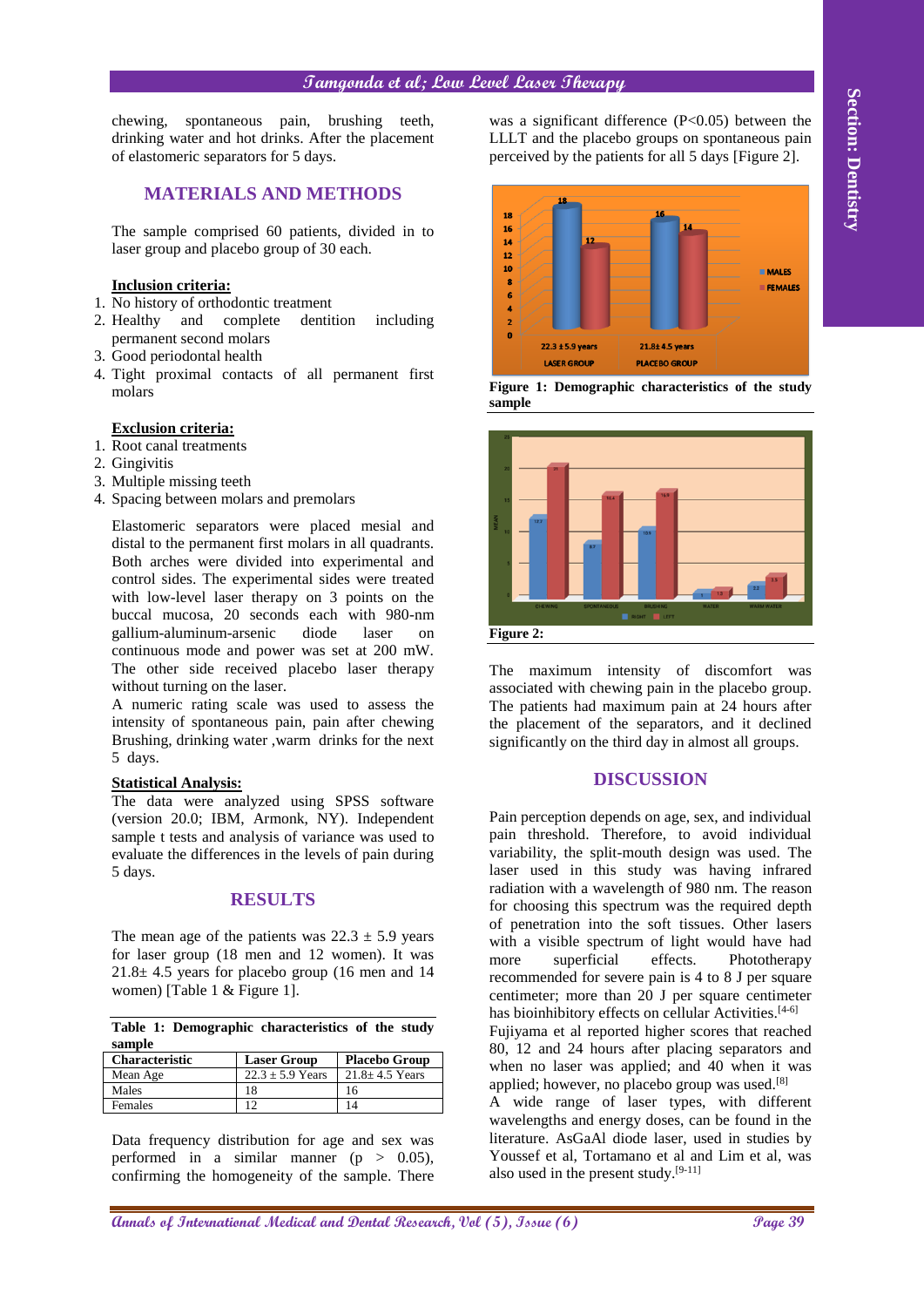chewing, spontaneous pain, brushing teeth, drinking water and hot drinks. After the placement of elastomeric separators for 5 days.

## MATERIALS AND METHODS

The sample comprised 60 patients, divided in to laser group and placebo group of 30 each.

**Inclusion criteria:**

1. No history of orthodontic treatment
2. Healthy and complete dentition including permanent second molars
3. Good periodontal health
4. Tight proximal contacts of all permanent first molars

**Exclusion criteria:**

1. Root canal treatments
2. Gingivitis
3. Multiple missing teeth
4. Spacing between molars and premolars

Elastomeric separators were placed mesial and distal to the permanent first molars in all quadrants. Both arches were divided into experimental and control sides. The experimental sides were treated with low-level laser therapy on 3 points on the buccal mucosa, 20 seconds each with 980-nm gallium-aluminum-arsenic diode laser on continuous mode and power was set at 200 mW. The other side received placebo laser therapy without turning on the laser.

A numeric rating scale was used to assess the intensity of spontaneous pain, pain after chewing Brushing, drinking water ,warm drinks for the next 5 days.

**Statistical Analysis:**

The data were analyzed using SPSS software (version 20.0; IBM, Armonk, NY). Independent sample t tests and analysis of variance was used to evaluate the differences in the levels of pain during 5 days.

## RESULTS

The mean age of the patients was 22.3 ± 5.9 years for laser group (18 men and 12 women). It was 21.8± 4.5 years for placebo group (16 men and 14 women) [Table 1 & Figure 1].

**Table 1: Demographic characteristics of the study sample**

| Characteristic | Laser Group | Placebo Group |
|---|---|---|
| Mean Age | 22.3 ± 5.9 Years | 21.8± 4.5 Years |
| Males | 18 | 16 |
| Females | 12 | 14 |

Data frequency distribution for age and sex was performed in a similar manner ($p > 0.05$), confirming the homogeneity of the sample. There was a significant difference ($P<0.05$) between the LLLT and the placebo groups on spontaneous pain perceived by the patients for all 5 days [Figure 2].

**Figure 1: Demographic characteristics of the study sample**

**Figure 2:**

The maximum intensity of discomfort was associated with chewing pain in the placebo group. The patients had maximum pain at 24 hours after the placement of the separators, and it declined significantly on the third day in almost all groups.

## DISCUSSION

Pain perception depends on age, sex, and individual pain threshold. Therefore, to avoid individual variability, the split-mouth design was used. The laser used in this study was having infrared radiation with a wavelength of 980 nm. The reason for choosing this spectrum was the required depth of penetration into the soft tissues. Other lasers with a visible spectrum of light would have had more superficial effects. Phototherapy recommended for severe pain is 4 to 8 J per square centimeter; more than 20 J per square centimeter has bioinhibitory effects on cellular Activities.[4-6]

Fujiyama et al reported higher scores that reached 80, 12 and 24 hours after placing separators and when no laser was applied; and 40 when it was applied; however, no placebo group was used.[8]

A wide range of laser types, with different wavelengths and energy doses, can be found in the literature. AsGaAl diode laser, used in studies by Youssef et al, Tortamano et al and Lim et al, was also used in the present study.[9-11]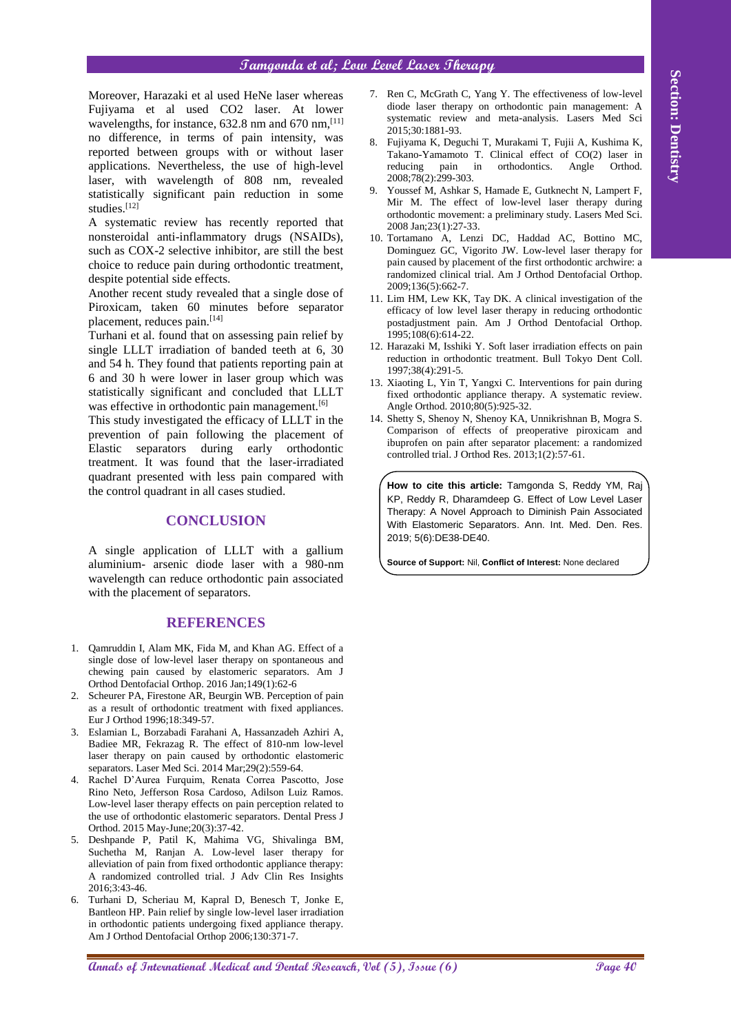Moreover, Harazaki et al used HeNe laser whereas Fujiyama et al used CO2 laser. At lower wavelengths, for instance, 632.8 nm and 670 nm,[11] no difference, in terms of pain intensity, was reported between groups with or without laser applications. Nevertheless, the use of high-level laser, with wavelength of 808 nm, revealed statistically significant pain reduction in some studies.[12]

A systematic review has recently reported that nonsteroidal anti-inflammatory drugs (NSAIDs), such as COX-2 selective inhibitor, are still the best choice to reduce pain during orthodontic treatment, despite potential side effects.

Another recent study revealed that a single dose of Piroxicam, taken 60 minutes before separator placement, reduces pain.[14]

Turhani et al. found that on assessing pain relief by single LLLT irradiation of banded teeth at 6, 30 and 54 h. They found that patients reporting pain at 6 and 30 h were lower in laser group which was statistically significant and concluded that LLLT was effective in orthodontic pain management.[6]

This study investigated the efficacy of LLLT in the prevention of pain following the placement of Elastic separators during early orthodontic treatment. It was found that the laser-irradiated quadrant presented with less pain compared with the control quadrant in all cases studied.

## CONCLUSION

A single application of LLLT with a gallium aluminium- arsenic diode laser with a 980-nm wavelength can reduce orthodontic pain associated with the placement of separators.

## REFERENCES

1. Qamruddin I, Alam MK, Fida M, and Khan AG. Effect of a single dose of low-level laser therapy on spontaneous and chewing pain caused by elastomeric separators. Am J Orthod Dentofacial Orthop. 2016 Jan;149(1):62-6
2. Scheurer PA, Firestone AR, Beurgin WB. Perception of pain as a result of orthodontic treatment with fixed appliances. Eur J Orthod 1996;18:349-57.
3. Eslamian L, Borzabadi Farahani A, Hassanzadeh Azhiri A, Badiee MR, Fekrazag R. The effect of 810-nm low-level laser therapy on pain caused by orthodontic elastomeric separators. Laser Med Sci. 2014 Mar;29(2):559-64.
4. Rachel D'Aurea Furquim, Renata Correa Pascotto, Jose Rino Neto, Jefferson Rosa Cardoso, Adilson Luiz Ramos. Low-level laser therapy effects on pain perception related to the use of orthodontic elastomeric separators. Dental Press J Orthod. 2015 May-June;20(3):37-42.
5. Deshpande P, Patil K, Mahima VG, Shivalinga BM, Suchetha M, Ranjan A. Low-level laser therapy for alleviation of pain from fixed orthodontic appliance therapy: A randomized controlled trial. J Adv Clin Res Insights 2016;3:43-46.
6. Turhani D, Scheriau M, Kapral D, Benesch T, Jonke E, Bantleon HP. Pain relief by single low-level laser irradiation in orthodontic patients undergoing fixed appliance therapy. Am J Orthod Dentofacial Orthop 2006;130:371-7.
7. Ren C, McGrath C, Yang Y. The effectiveness of low-level diode laser therapy on orthodontic pain management: A systematic review and meta-analysis. Lasers Med Sci 2015;30:1881-93.
8. Fujiyama K, Deguchi T, Murakami T, Fujii A, Kushima K, Takano-Yamamoto T. Clinical effect of CO(2) laser in reducing pain in orthodontics. Angle Orthod. 2008;78(2):299-303.
9. Youssef M, Ashkar S, Hamade E, Gutknecht N, Lampert F, Mir M. The effect of low-level laser therapy during orthodontic movement: a preliminary study. Lasers Med Sci. 2008 Jan;23(1):27-33.
10. Tortamano A, Lenzi DC, Haddad AC, Bottino MC, Dominguez GC, Vigorito JW. Low-level laser therapy for pain caused by placement of the first orthodontic archwire: a randomized clinical trial. Am J Orthod Dentofacial Orthop. 2009;136(5):662-7.
11. Lim HM, Lew KK, Tay DK. A clinical investigation of the efficacy of low level laser therapy in reducing orthodontic postadjustment pain. Am J Orthod Dentofacial Orthop. 1995;108(6):614-22.
12. Harazaki M, Isshiki Y. Soft laser irradiation effects on pain reduction in orthodontic treatment. Bull Tokyo Dent Coll. 1997;38(4):291-5.
13. Xiaoting L, Yin T, Yangxi C. Interventions for pain during fixed orthodontic appliance therapy. A systematic review. Angle Orthod. 2010;80(5):925-32.
14. Shetty S, Shenoy N, Shenoy KA, Unnikrishnan B, Mogra S. Comparison of effects of preoperative piroxicam and ibuprofen on pain after separator placement: a randomized controlled trial. J Orthod Res. 2013;1(2):57-61.

**How to cite this article:** Tamgonda S, Reddy YM, Raj KP, Reddy R, Dharamdeep G. Effect of Low Level Laser Therapy: A Novel Approach to Diminish Pain Associated With Elastomeric Separators. Ann. Int. Med. Den. Res. 2019; 5(6):DE38-DE40.

**Source of Support:** Nil, **Conflict of Interest:** None declared